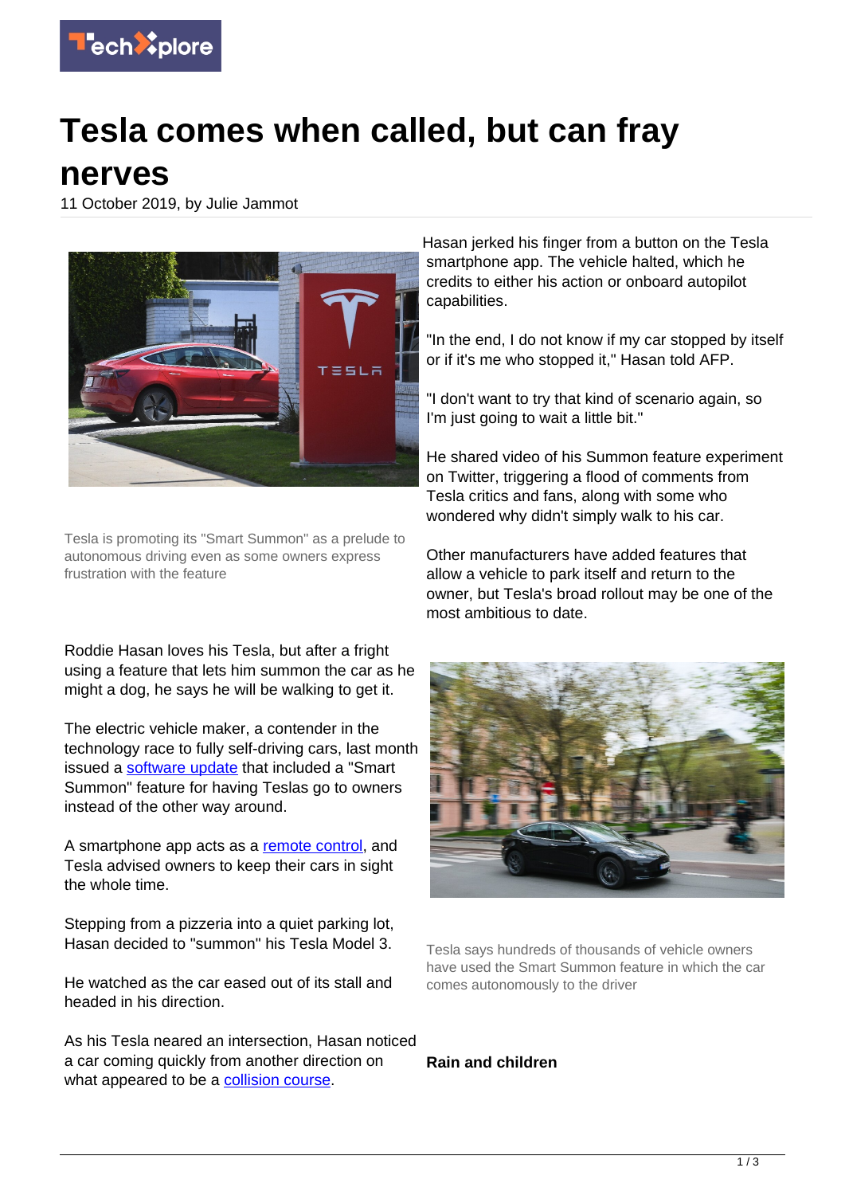# Tesla comes when called, but can fray nerves

11 October 2019, by Julie Jammot

Tesla is promoting its "Smart Summon" as a prelude to autonomous driving even as some owners express frustration with the feature

Roddie Hasan loves his Tesla, but after a fright using a feature that lets him summon the car as he might a dog, he says he will be walking to get it.

The electric vehicle maker, a contender in the technology race to fully self-driving cars, last month issued a software update that included a "Smart Summon" feature for having Teslas go to owners instead of the other way around.

A smartphone app acts as a remote control, and Tesla advised owners to keep their cars in sight the whole time.

Stepping from a pizzeria into a quiet parking lot, Hasan decided to "summon" his Tesla Model 3.

He watched as the car eased out of its stall and headed in his direction.

As his Tesla neared an intersection, Hasan noticed a car coming quickly from another direction on what appeared to be a collision course.

Hasan jerked his finger from a button on the Tesla smartphone app. The vehicle halted, which he credits to either his action or onboard autopilot capabilities.

"In the end, I do not know if my car stopped by itself or if it's me who stopped it," Hasan told AFP.

"I don't want to try that kind of scenario again, so I'm just going to wait a little bit."

He shared video of his Summon feature experiment on Twitter, triggering a flood of comments from Tesla critics and fans, along with some who wondered why didn't simply walk to his car.

Other manufacturers have added features that allow a vehicle to park itself and return to the owner, but Tesla's broad rollout may be one of the most ambitious to date.

Tesla says hundreds of thousands of vehicle owners have used the Smart Summon feature in which the car comes autonomously to the driver

**Rain and children**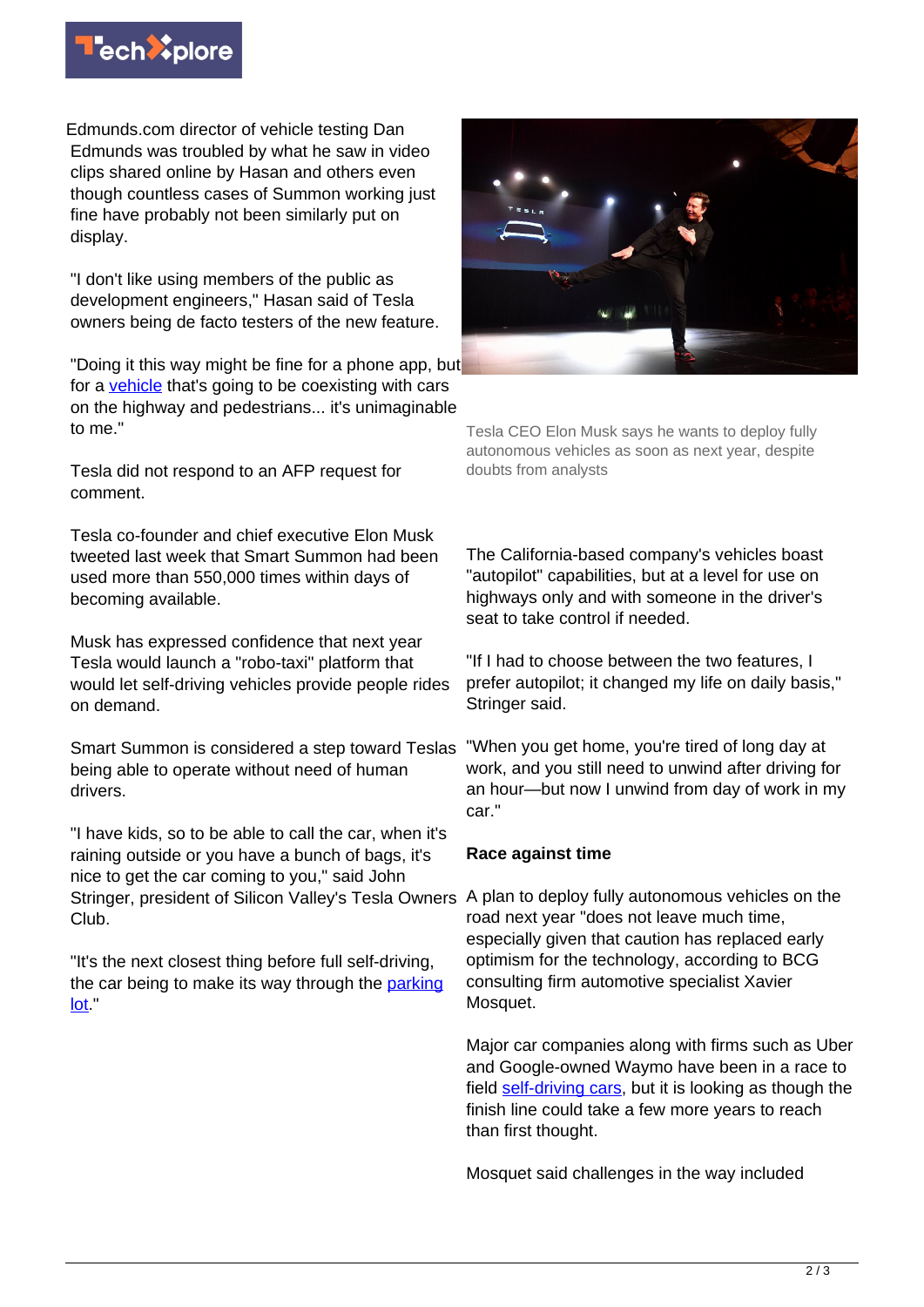Edmunds.com director of vehicle testing Dan Edmunds was troubled by what he saw in video clips shared online by Hasan and others even though countless cases of Summon working just fine have probably not been similarly put on display.

"I don't like using members of the public as development engineers," Hasan said of Tesla owners being de facto testers of the new feature.

"Doing it this way might be fine for a phone app, but for a vehicle that's going to be coexisting with cars on the highway and pedestrians... it's unimaginable to me."

Tesla did not respond to an AFP request for comment.

Tesla co-founder and chief executive Elon Musk tweeted last week that Smart Summon had been used more than 550,000 times within days of becoming available.

Musk has expressed confidence that next year Tesla would launch a "robo-taxi" platform that would let self-driving vehicles provide people rides on demand.

Smart Summon is considered a step toward Teslas being able to operate without need of human drivers.

"I have kids, so to be able to call the car, when it's raining outside or you have a bunch of bags, it's nice to get the car coming to you," said John Stringer, president of Silicon Valley's Tesla Owners Club.

"It's the next closest thing before full self-driving, the car being to make its way through the parking lot."

Tesla CEO Elon Musk says he wants to deploy fully autonomous vehicles as soon as next year, despite doubts from analysts

The California-based company's vehicles boast "autopilot" capabilities, but at a level for use on highways only and with someone in the driver's seat to take control if needed.

"If I had to choose between the two features, I prefer autopilot; it changed my life on daily basis," Stringer said.

"When you get home, you're tired of long day at work, and you still need to unwind after driving for an hour—but now I unwind from day of work in my car."

**Race against time**

A plan to deploy fully autonomous vehicles on the road next year "does not leave much time, especially given that caution has replaced early optimism for the technology, according to BCG consulting firm automotive specialist Xavier Mosquet.

Major car companies along with firms such as Uber and Google-owned Waymo have been in a race to field self-driving cars, but it is looking as though the finish line could take a few more years to reach than first thought.

Mosquet said challenges in the way included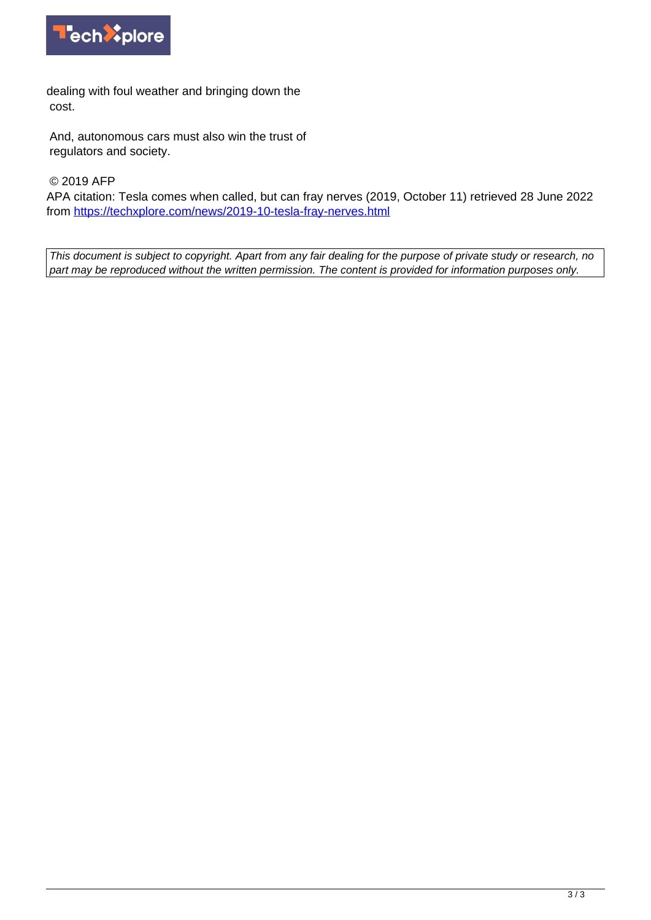dealing with foul weather and bringing down the cost.

And, autonomous cars must also win the trust of regulators and society.

© 2019 AFP

APA citation: Tesla comes when called, but can fray nerves (2019, October 11) retrieved 28 June 2022 from https://techxplore.com/news/2019-10-tesla-fray-nerves.html

*This document is subject to copyright. Apart from any fair dealing for the purpose of private study or research, no part may be reproduced without the written permission. The content is provided for information purposes only.*